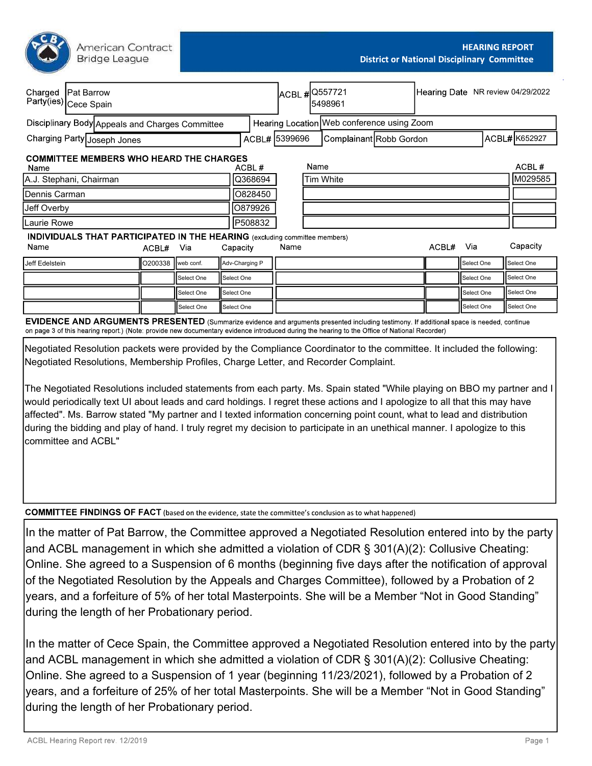American Contract Bridge League

# HEARING REPORT
## District or National Disciplinary Committee

| Charged Party(ies) | Pat Barrow<br>Cece Spain | ACBL # | Q557721<br>5498961 | Hearing Date | NR review 04/29/2022 |
|---|---|---|---|---|---|
| Disciplinary Body | Appeals and Charges Committee | Hearing Location | Web conference using Zoom | | |
| Charging Party | Joseph Jones | ACBL# 5399696 | Complainant Robb Gordon | ACBL# | K652927 |

### COMMITTEE MEMBERS WHO HEARD THE CHARGES

| Name | ACBL # | Name | ACBL # |
|---|---|---|---|
| A.J. Stephani, Chairman | Q368694 | Tim White | M029585 |
| Dennis Carman | O828450 | | |
| Jeff Overby | O879926 | | |
| Laurie Rowe | P508832 | | |

### INDIVIDUALS THAT PARTICIPATED IN THE HEARING (excluding committee members)

| Name | ACBL# | Via | Capacity | Name | ACBL# | Via | Capacity |
|---|---|---|---|---|---|---|---|
| Jeff Edelstein | O200338 | web conf. | Adv-Charging P | | | Select One | Select One |
| | | Select One | Select One | | | Select One | Select One |
| | | Select One | Select One | | | Select One | Select One |
| | | Select One | Select One | | | Select One | Select One |

### EVIDENCE AND ARGUMENTS PRESENTED (Summarize evidence and arguments presented including testimony. If additional space is needed, continue on page 3 of this hearing report.) (Note: provide new documentary evidence introduced during the hearing to the Office of National Recorder)

Negotiated Resolution packets were provided by the Compliance Coordinator to the committee. It included the following: Negotiated Resolutions, Membership Profiles, Charge Letter, and Recorder Complaint.

The Negotiated Resolutions included statements from each party. Ms. Spain stated "While playing on BBO my partner and I would periodically text UI about leads and card holdings. I regret these actions and I apologize to all that this may have affected". Ms. Barrow stated "My partner and I texted information concerning point count, what to lead and distribution during the bidding and play of hand. I truly regret my decision to participate in an unethical manner. I apologize to this committee and ACBL"

### COMMITTEE FINDINGS OF FACT (based on the evidence, state the committee's conclusion as to what happened)

In the matter of Pat Barrow, the Committee approved a Negotiated Resolution entered into by the party and ACBL management in which she admitted a violation of CDR § 301(A)(2): Collusive Cheating: Online. She agreed to a Suspension of 6 months (beginning five days after the notification of approval of the Negotiated Resolution by the Appeals and Charges Committee), followed by a Probation of 2 years, and a forfeiture of 5% of her total Masterpoints. She will be a Member "Not in Good Standing" during the length of her Probationary period.

In the matter of Cece Spain, the Committee approved a Negotiated Resolution entered into by the party and ACBL management in which she admitted a violation of CDR § 301(A)(2): Collusive Cheating: Online. She agreed to a Suspension of 1 year (beginning 11/23/2021), followed by a Probation of 2 years, and a forfeiture of 25% of her total Masterpoints. She will be a Member "Not in Good Standing" during the length of her Probationary period.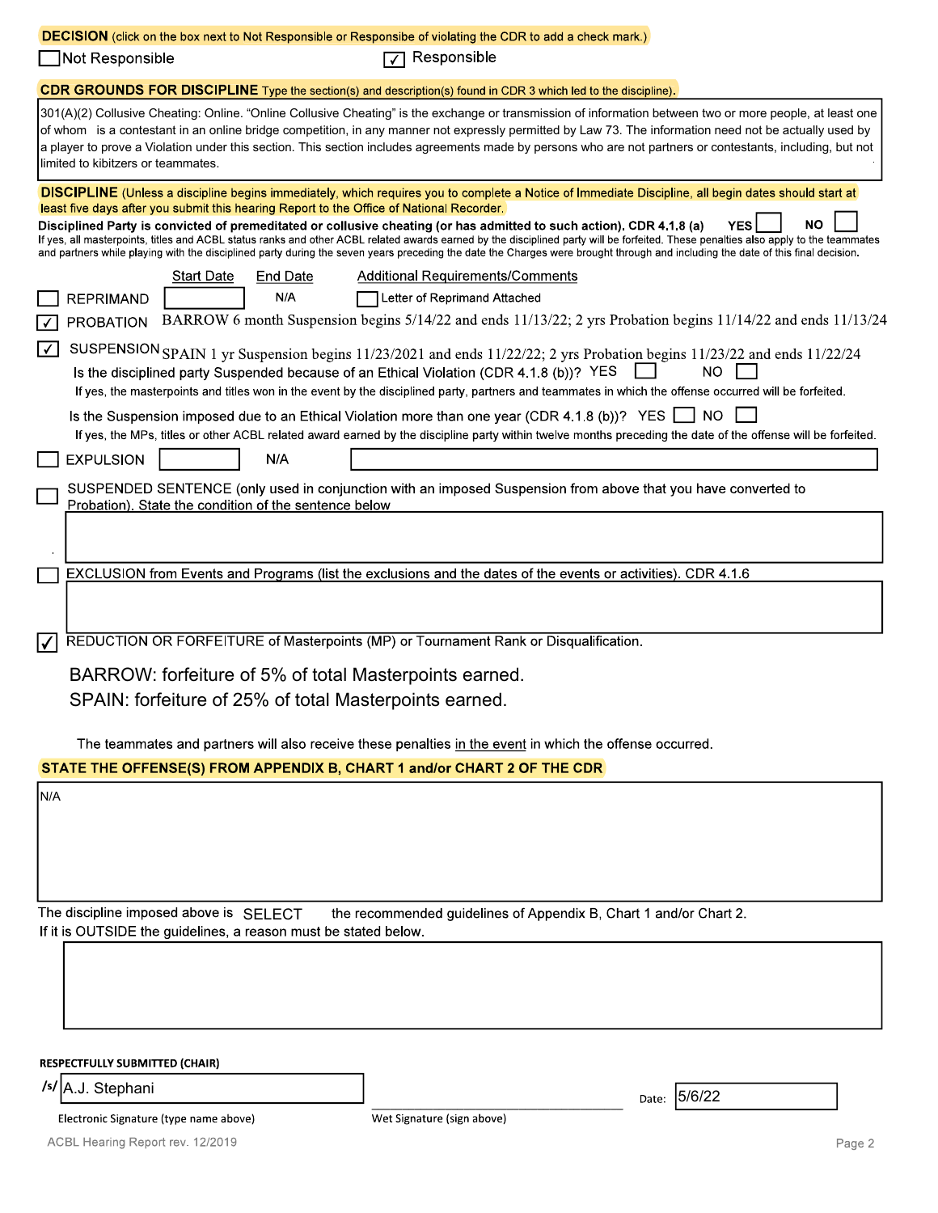**DECISION** (click on the box next to Not Responsible or Responsibe of violating the CDR to add a check mark.)

☐ Not Responsible ☑ Responsible

**CDR GROUNDS FOR DISCIPLINE** Type the section(s) and description(s) found in CDR 3 which led to the discipline).

301(A)(2) Collusive Cheating: Online. "Online Collusive Cheating" is the exchange or transmission of information between two or more people, at least one of whom is a contestant in an online bridge competition, in any manner not expressly permitted by Law 73. The information need not be actually used by a player to prove a Violation under this section. This section includes agreements made by persons who are not partners or contestants, including, but not limited to kibitzers or teammates.

**DISCIPLINE** (Unless a discipline begins immediately, which requires you to complete a Notice of Immediate Discipline, all begin dates should start at least five days after you submit this hearing Report to the Office of National Recorder.

**Disciplined Party is convicted of premeditated or collusive cheating (or has admitted to such action). CDR 4.1.8 (a)** YES ☐ NO ☐

If yes, all masterpoints, titles and ACBL status ranks and other ACBL related awards earned by the disciplined party will be forfeited. These penalties also apply to the teammates and partners while playing with the disciplined party during the seven years preceding the date the Charges were brought through and including the date of this final decision.

| | | Start Date | End Date | Additional Requirements/Comments |
|---|---|---|---|---|
| ☐ | REPRIMAND | | N/A | ☐ Letter of Reprimand Attached |
| ☑ | PROBATION | BARROW 6 month Suspension begins 5/14/22 and ends 11/13/22; 2 yrs Probation begins 11/14/22 and ends 11/13/24 | | |
| ☑ | SUSPENSION | SPAIN 1 yr Suspension begins 11/23/2021 and ends 11/22/22; 2 yrs Probation begins 11/23/22 and ends 11/22/24 | | |

Is the disciplined party Suspended because of an Ethical Violation (CDR 4.1.8 (b))? YES ☐ NO ☐

If yes, the masterpoints and titles won in the event by the disciplined party, partners and teammates in which the offense occurred will be forfeited.

Is the Suspension imposed due to an Ethical Violation more than one year (CDR 4.1.8 (b))? YES ☐ NO ☐

If yes, the MPs, titles or other ACBL related award earned by the discipline party within twelve months preceding the date of the offense will be forfeited.

☐ EXPULSION N/A

☐ SUSPENDED SENTENCE (only used in conjunction with an imposed Suspension from above that you have converted to Probation). State the condition of the sentence below

☐ EXCLUSION from Events and Programs (list the exclusions and the dates of the events or activities). CDR 4.1.6

☑ REDUCTION OR FORFEITURE of Masterpoints (MP) or Tournament Rank or Disqualification.

BARROW: forfeiture of 5% of total Masterpoints earned.

SPAIN: forfeiture of 25% of total Masterpoints earned.

The teammates and partners will also receive these penalties in the event in which the offense occurred.

**STATE THE OFFENSE(S) FROM APPENDIX B, CHART 1 and/or CHART 2 OF THE CDR**

N/A

The discipline imposed above is SELECT the recommended guidelines of Appendix B, Chart 1 and/or Chart 2.
If it is OUTSIDE the guidelines, a reason must be stated below.

**RESPECTFULLY SUBMITTED (CHAIR)**

/s/ A.J. Stephani

Electronic Signature (type name above)

Wet Signature (sign above)

Date: 5/6/22

ACBL Hearing Report rev. 12/2019